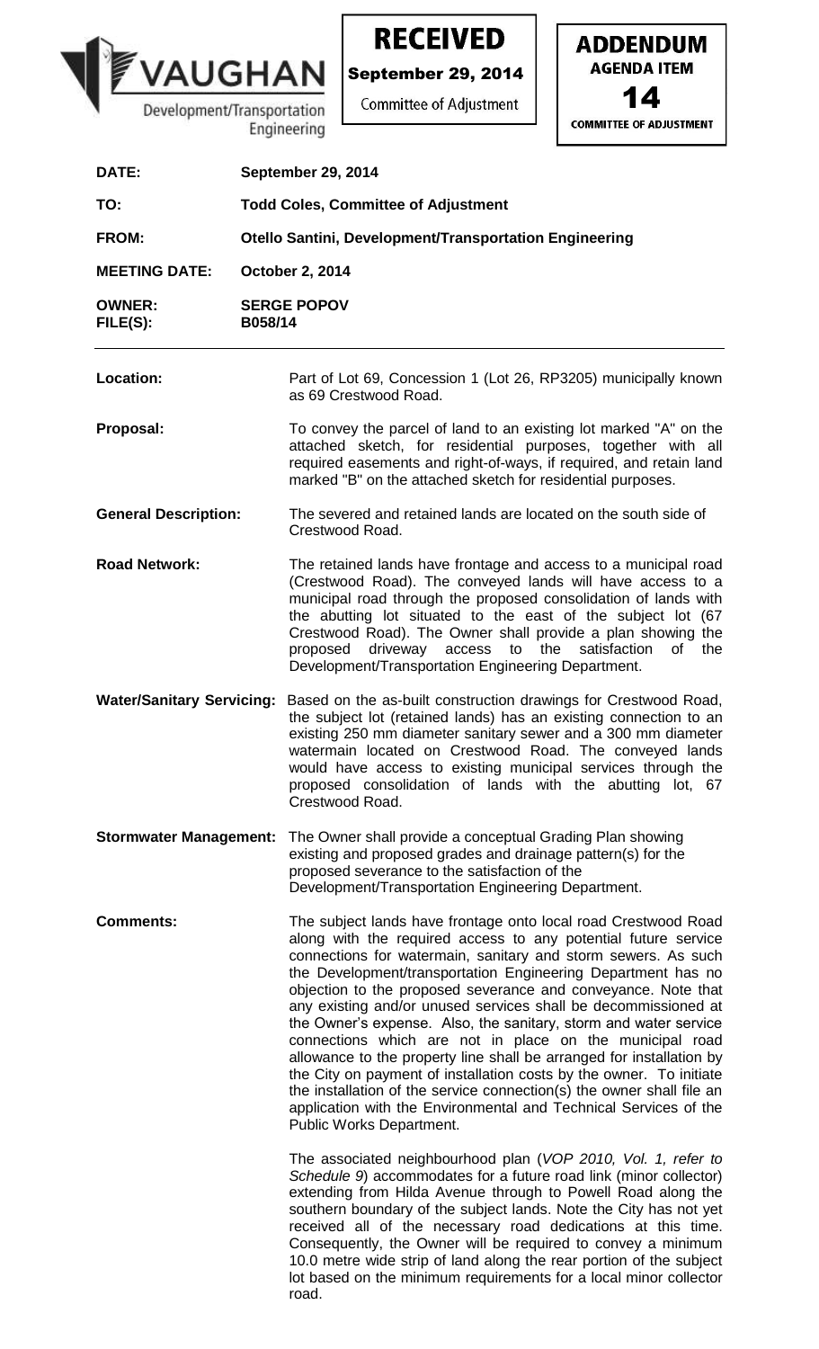**VAUGHAN**
Development/Transportation Engineering

**RECEIVED**
**September 29, 2014**
Committee of Adjustment

**ADDENDUM**
**AGENDA ITEM**
**14**
**COMMITTEE OF ADJUSTMENT**

| | |
|---|---|
| **DATE:** | **September 29, 2014** |
| **TO:** | **Todd Coles, Committee of Adjustment** |
| **FROM:** | **Otello Santini, Development/Transportation Engineering** |
| **MEETING DATE:** | **October 2, 2014** |
| **OWNER:** | **SERGE POPOV** |
| **FILE(S):** | **B058/14** |

**Location:** Part of Lot 69, Concession 1 (Lot 26, RP3205) municipally known as 69 Crestwood Road.

**Proposal:** To convey the parcel of land to an existing lot marked "A" on the attached sketch, for residential purposes, together with all required easements and right-of-ways, if required, and retain land marked "B" on the attached sketch for residential purposes.

**General Description:** The severed and retained lands are located on the south side of Crestwood Road.

**Road Network:** The retained lands have frontage and access to a municipal road (Crestwood Road). The conveyed lands will have access to a municipal road through the proposed consolidation of lands with the abutting lot situated to the east of the subject lot (67 Crestwood Road). The Owner shall provide a plan showing the proposed driveway access to the satisfaction of the Development/Transportation Engineering Department.

**Water/Sanitary Servicing:** Based on the as-built construction drawings for Crestwood Road, the subject lot (retained lands) has an existing connection to an existing 250 mm diameter sanitary sewer and a 300 mm diameter watermain located on Crestwood Road. The conveyed lands would have access to existing municipal services through the proposed consolidation of lands with the abutting lot, 67 Crestwood Road.

**Stormwater Management:** The Owner shall provide a conceptual Grading Plan showing existing and proposed grades and drainage pattern(s) for the proposed severance to the satisfaction of the Development/Transportation Engineering Department.

**Comments:** The subject lands have frontage onto local road Crestwood Road along with the required access to any potential future service connections for watermain, sanitary and storm sewers. As such the Development/transportation Engineering Department has no objection to the proposed severance and conveyance. Note that any existing and/or unused services shall be decommissioned at the Owner's expense. Also, the sanitary, storm and water service connections which are not in place on the municipal road allowance to the property line shall be arranged for installation by the City on payment of installation costs by the owner. To initiate the installation of the service connection(s) the owner shall file an application with the Environmental and Technical Services of the Public Works Department.

The associated neighbourhood plan (*VOP 2010, Vol. 1, refer to Schedule 9*) accommodates for a future road link (minor collector) extending from Hilda Avenue through to Powell Road along the southern boundary of the subject lands. Note the City has not yet received all of the necessary road dedications at this time. Consequently, the Owner will be required to convey a minimum 10.0 metre wide strip of land along the rear portion of the subject lot based on the minimum requirements for a local minor collector road.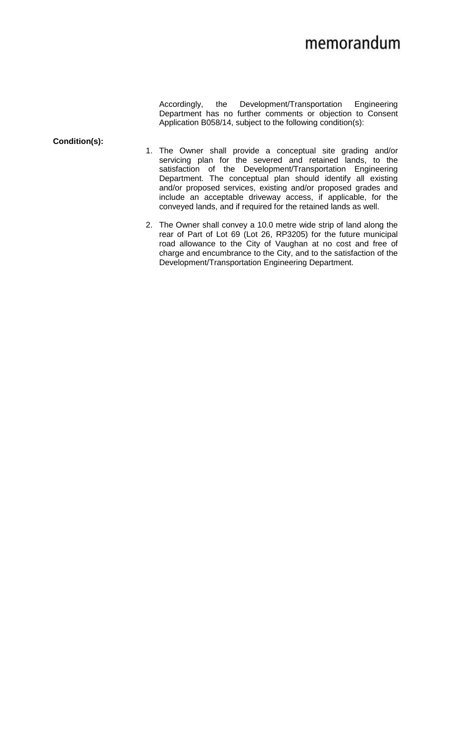Accordingly, the Development/Transportation Engineering Department has no further comments or objection to Consent Application B058/14, subject to the following condition(s):

**Condition(s):**

1. The Owner shall provide a conceptual site grading and/or servicing plan for the severed and retained lands, to the satisfaction of the Development/Transportation Engineering Department. The conceptual plan should identify all existing and/or proposed services, existing and/or proposed grades and include an acceptable driveway access, if applicable, for the conveyed lands, and if required for the retained lands as well.

2. The Owner shall convey a 10.0 metre wide strip of land along the rear of Part of Lot 69 (Lot 26, RP3205) for the future municipal road allowance to the City of Vaughan at no cost and free of charge and encumbrance to the City, and to the satisfaction of the Development/Transportation Engineering Department.